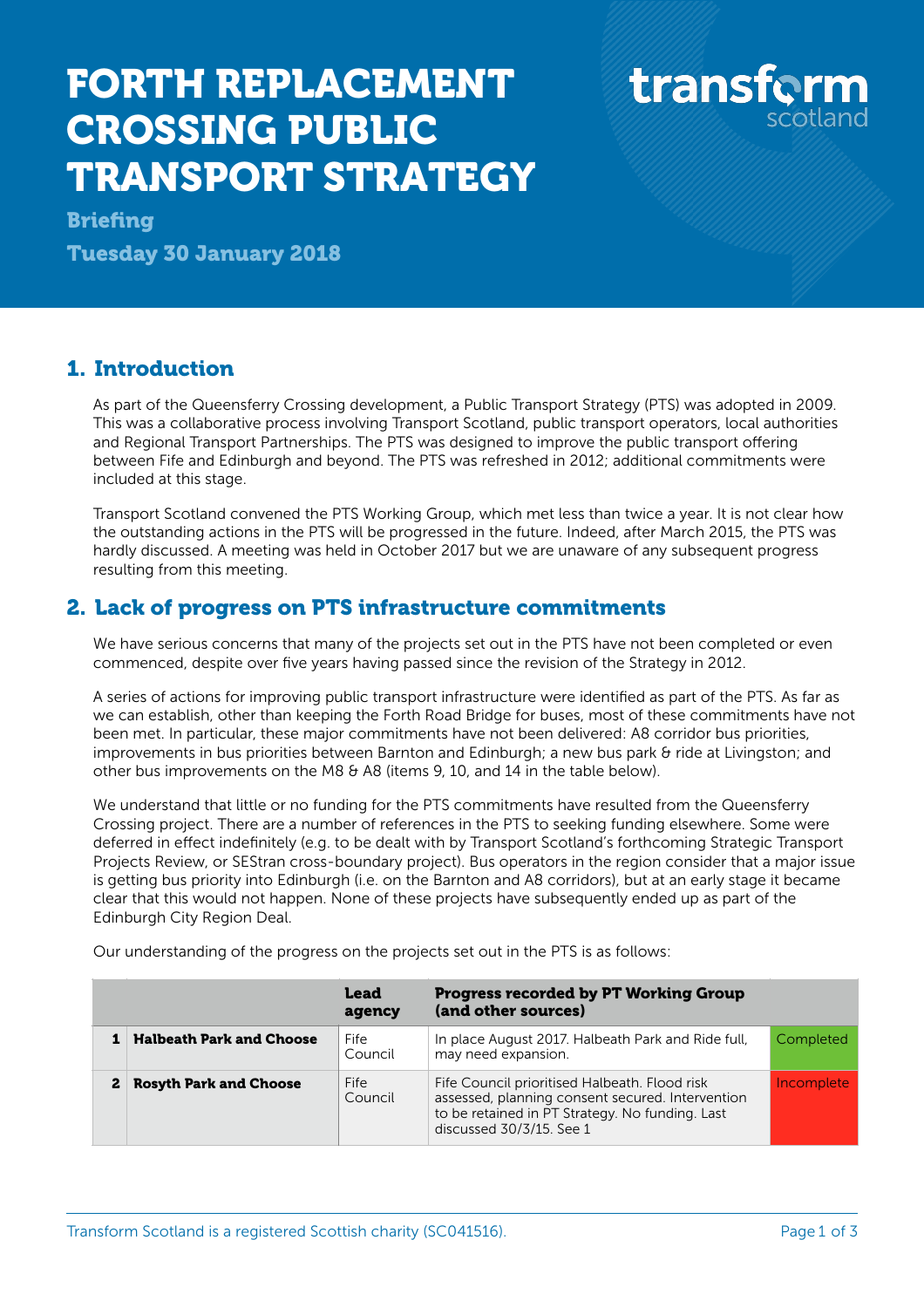# FORTH REPLACEMENT CROSSING PUBLIC TRANSPORT STRATEGY

**Briefing**

**Tuesday 30 January 2018**

## 1. Introduction

As part of the Queensferry Crossing development, a Public Transport Strategy (PTS) was adopted in 2009. This was a collaborative process involving Transport Scotland, public transport operators, local authorities and Regional Transport Partnerships. The PTS was designed to improve the public transport offering between Fife and Edinburgh and beyond. The PTS was refreshed in 2012; additional commitments were included at this stage.

Transport Scotland convened the PTS Working Group, which met less than twice a year. It is not clear how the outstanding actions in the PTS will be progressed in the future. Indeed, after March 2015, the PTS was hardly discussed. A meeting was held in October 2017 but we are unaware of any subsequent progress resulting from this meeting.

## 2. Lack of progress on PTS infrastructure commitments

We have serious concerns that many of the projects set out in the PTS have not been completed or even commenced, despite over five years having passed since the revision of the Strategy in 2012.

A series of actions for improving public transport infrastructure were identified as part of the PTS. As far as we can establish, other than keeping the Forth Road Bridge for buses, most of these commitments have not been met. In particular, these major commitments have not been delivered: A8 corridor bus priorities, improvements in bus priorities between Barnton and Edinburgh; a new bus park & ride at Livingston; and other bus improvements on the M8 & A8 (items 9, 10, and 14 in the table below).

We understand that little or no funding for the PTS commitments have resulted from the Queensferry Crossing project. There are a number of references in the PTS to seeking funding elsewhere. Some were deferred in effect indefinitely (e.g. to be dealt with by Transport Scotland's forthcoming Strategic Transport Projects Review, or SEStran cross-boundary project). Bus operators in the region consider that a major issue is getting bus priority into Edinburgh (i.e. on the Barnton and A8 corridors), but at an early stage it became clear that this would not happen. None of these projects have subsequently ended up as part of the Edinburgh City Region Deal.

Our understanding of the progress on the projects set out in the PTS is as follows:

| | | Lead agency | Progress recorded by PT Working Group (and other sources) | |
|---|---|---|---|---|
| 1 | **Halbeath Park and Choose** | Fife Council | In place August 2017. Halbeath Park and Ride full, may need expansion. | Completed |
| 2 | **Rosyth Park and Choose** | Fife Council | Fife Council prioritised Halbeath. Flood risk assessed, planning consent secured. Intervention to be retained in PT Strategy. No funding. Last discussed 30/3/15. See 1 | Incomplete |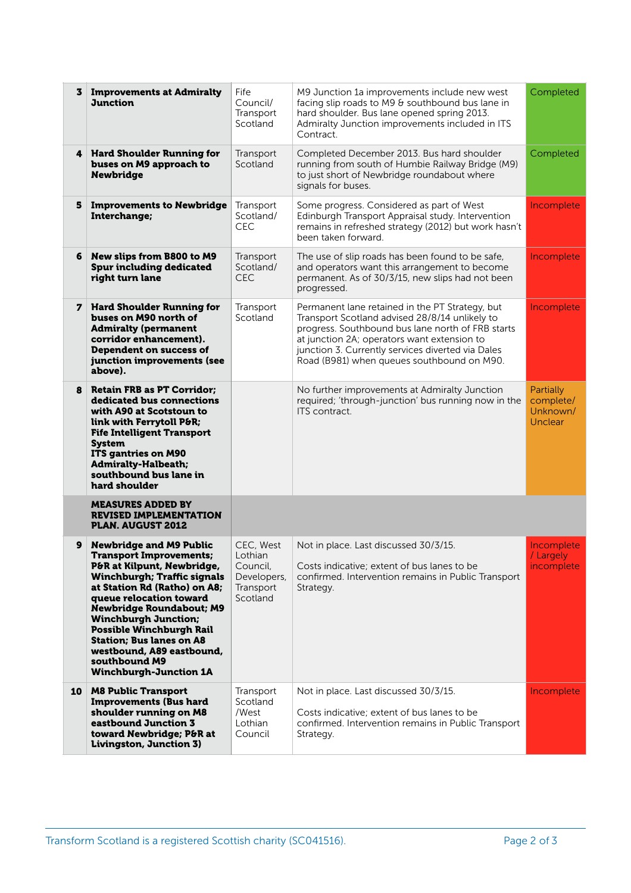| | | | | |
|---|---|---|---|---|
| 3 | **Improvements at Admiralty Junction** | Fife Council/ Transport Scotland | M9 Junction 1a improvements include new west facing slip roads to M9 & southbound bus lane in hard shoulder. Bus lane opened spring 2013. Admiralty Junction improvements included in ITS Contract. | Completed |
| 4 | **Hard Shoulder Running for buses on M9 approach to Newbridge** | Transport Scotland | Completed December 2013. Bus hard shoulder running from south of Humbie Railway Bridge (M9) to just short of Newbridge roundabout where signals for buses. | Completed |
| 5 | **Improvements to Newbridge Interchange;** | Transport Scotland/ CEC | Some progress. Considered as part of West Edinburgh Transport Appraisal study. Intervention remains in refreshed strategy (2012) but work hasn't been taken forward. | Incomplete |
| 6 | **New slips from B800 to M9 Spur including dedicated right turn lane** | Transport Scotland/ CEC | The use of slip roads has been found to be safe, and operators want this arrangement to become permanent. As of 30/3/15, new slips had not been progressed. | Incomplete |
| 7 | **Hard Shoulder Running for buses on M90 north of Admiralty (permanent corridor enhancement). Dependent on success of junction improvements (see above).** | Transport Scotland | Permanent lane retained in the PT Strategy, but Transport Scotland advised 28/8/14 unlikely to progress. Southbound bus lane north of FRB starts at junction 2A; operators want extension to junction 3. Currently services diverted via Dales Road (B981) when queues southbound on M90. | Incomplete |
| 8 | **Retain FRB as PT Corridor; dedicated bus connections with A90 at Scotstoun to link with Ferrytoll P&R; Fife Intelligent Transport System ITS gantries on M90 Admiralty-Halbeath; southbound bus lane in hard shoulder** | | No further improvements at Admiralty Junction required; 'through-junction' bus running now in the ITS contract. | Partially complete/ Unknown/ Unclear |
| | **MEASURES ADDED BY REVISED IMPLEMENTATION PLAN. AUGUST 2012** | | | |
| 9 | **Newbridge and M9 Public Transport Improvements; P&R at Kilpunt, Newbridge, Winchburgh; Traffic signals at Station Rd (Ratho) on A8; queue relocation toward Newbridge Roundabout; M9 Winchburgh Junction; Possible Winchburgh Rail Station; Bus lanes on A8 westbound, A89 eastbound, southbound M9 Winchburgh-Junction 1A** | CEC, West Lothian Council, Developers, Transport Scotland | Not in place. Last discussed 30/3/15.<br><br>Costs indicative; extent of bus lanes to be confirmed. Intervention remains in Public Transport Strategy. | Incomplete / Largely incomplete |
| 10 | **M8 Public Transport Improvements (Bus hard shoulder running on M8 eastbound Junction 3 toward Newbridge; P&R at Livingston, Junction 3)** | Transport Scotland /West Lothian Council | Not in place. Last discussed 30/3/15.<br><br>Costs indicative; extent of bus lanes to be confirmed. Intervention remains in Public Transport Strategy. | Incomplete |

Transform Scotland is a registered Scottish charity (SC041516).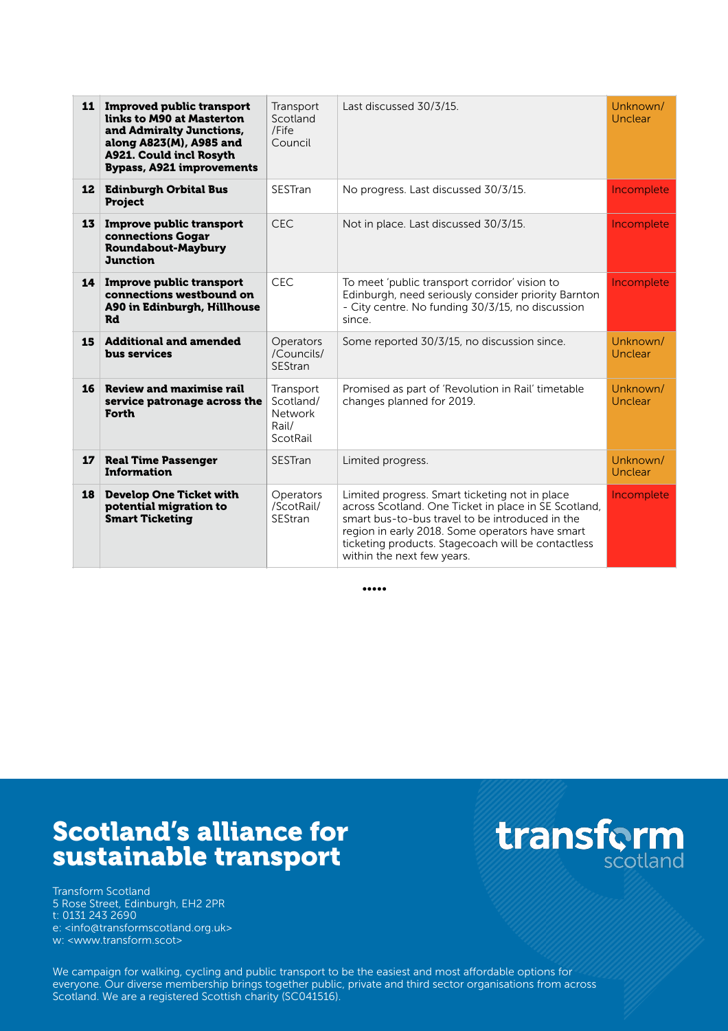| | | | | |
|---|---|---|---|---|
| **11** | **Improved public transport links to M90 at Masterton and Admiralty Junctions, along A823(M), A985 and A921. Could incl Rosyth Bypass, A921 improvements** | Transport Scotland /Fife Council | Last discussed 30/3/15. | Unknown/ Unclear |
| **12** | **Edinburgh Orbital Bus Project** | SESTran | No progress. Last discussed 30/3/15. | Incomplete |
| **13** | **Improve public transport connections Gogar Roundabout-Maybury Junction** | CEC | Not in place. Last discussed 30/3/15. | Incomplete |
| **14** | **Improve public transport connections westbound on A90 in Edinburgh, Hillhouse Rd** | CEC | To meet 'public transport corridor' vision to Edinburgh, need seriously consider priority Barnton - City centre. No funding 30/3/15, no discussion since. | Incomplete |
| **15** | **Additional and amended bus services** | Operators /Councils/ SEStran | Some reported 30/3/15, no discussion since. | Unknown/ Unclear |
| **16** | **Review and maximise rail service patronage across the Forth** | Transport Scotland/ Network Rail/ ScotRail | Promised as part of 'Revolution in Rail' timetable changes planned for 2019. | Unknown/ Unclear |
| **17** | **Real Time Passenger Information** | SESTran | Limited progress. | Unknown/ Unclear |
| **18** | **Develop One Ticket with potential migration to Smart Ticketing** | Operators /ScotRail/ SEStran | Limited progress. Smart ticketing not in place across Scotland. One Ticket in place in SE Scotland, smart bus-to-bus travel to be introduced in the region in early 2018. Some operators have smart ticketing products. Stagecoach will be contactless within the next few years. | Incomplete |

•••••

# Scotland's alliance for sustainable transport

transform scotland

Transform Scotland
5 Rose Street, Edinburgh, EH2 2PR
t: 0131 243 2690
e: <info@transformscotland.org.uk>
w: <www.transform.scot>

We campaign for walking, cycling and public transport to be the easiest and most affordable options for everyone. Our diverse membership brings together public, private and third sector organisations from across Scotland. We are a registered Scottish charity (SC041516).